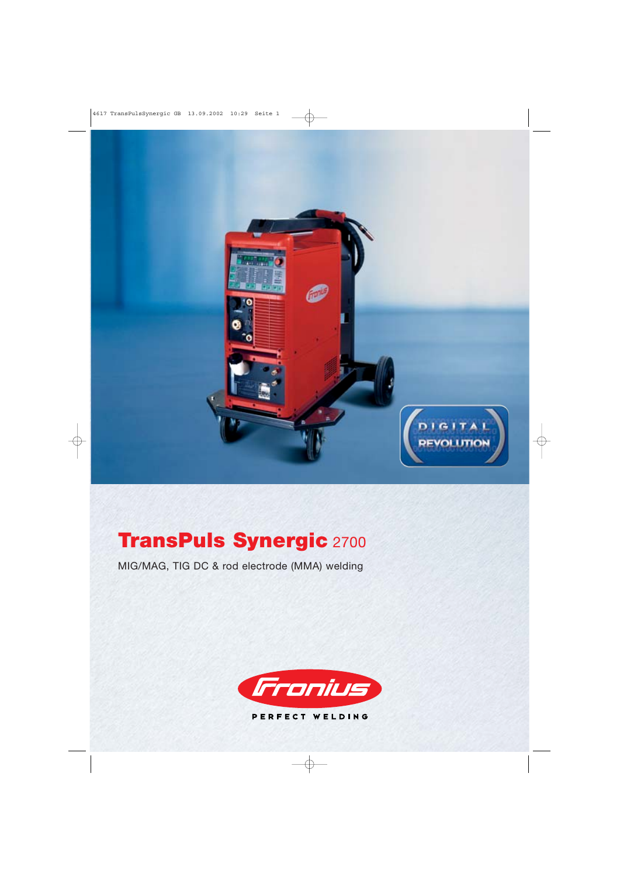# TransPuls Synergic 2700

MIG/MAG, TIG DC & rod electrode (MMA) welding

PERFECT WELDING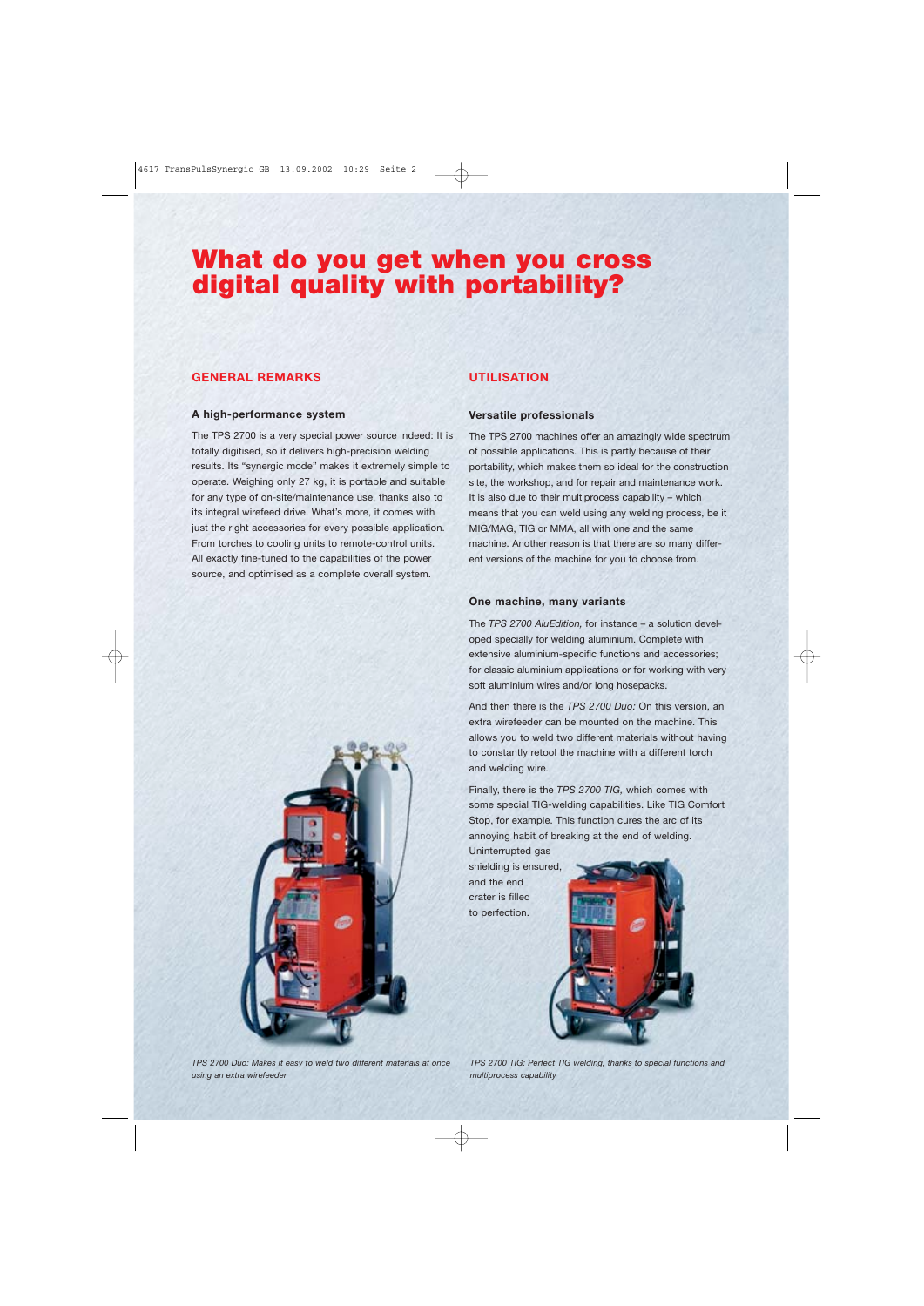# What do you get when you cross digital quality with portability?

## GENERAL REMARKS

### A high-performance system

The TPS 2700 is a very special power source indeed: It is totally digitised, so it delivers high-precision welding results. Its "synergic mode" makes it extremely simple to operate. Weighing only 27 kg, it is portable and suitable for any type of on-site/maintenance use, thanks also to its integral wirefeed drive. What's more, it comes with just the right accessories for every possible application. From torches to cooling units to remote-control units. All exactly fine-tuned to the capabilities of the power source, and optimised as a complete overall system.

## UTILISATION

### Versatile professionals

The TPS 2700 machines offer an amazingly wide spectrum of possible applications. This is partly because of their portability, which makes them so ideal for the construction site, the workshop, and for repair and maintenance work. It is also due to their multiprocess capability – which means that you can weld using any welding process, be it MIG/MAG, TIG or MMA, all with one and the same machine. Another reason is that there are so many different versions of the machine for you to choose from.

### One machine, many variants

The *TPS 2700 AluEdition,* for instance – a solution developed specially for welding aluminium. Complete with extensive aluminium-specific functions and accessories; for classic aluminium applications or for working with very soft aluminium wires and/or long hosepacks.

And then there is the *TPS 2700 Duo:* On this version, an extra wirefeeder can be mounted on the machine. This allows you to weld two different materials without having to constantly retool the machine with a different torch and welding wire.

Finally, there is the *TPS 2700 TIG,* which comes with some special TIG-welding capabilities. Like TIG Comfort Stop, for example. This function cures the arc of its annoying habit of breaking at the end of welding. Uninterrupted gas shielding is ensured, and the end crater is filled to perfection.

*TPS 2700 Duo: Makes it easy to weld two different materials at once using an extra wirefeeder*

*TPS 2700 TIG: Perfect TIG welding, thanks to special functions and multiprocess capability*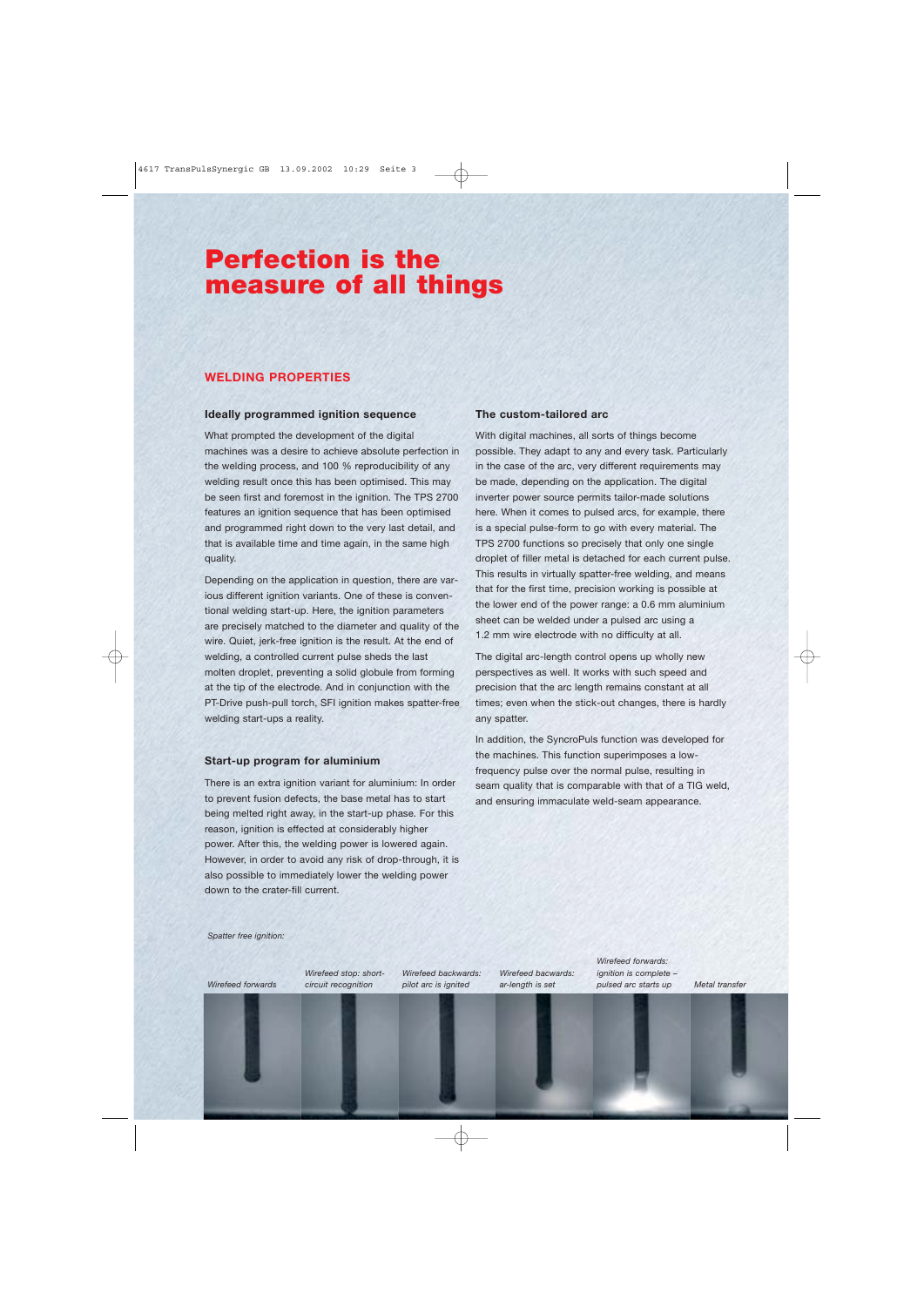# Perfection is the measure of all things

## WELDING PROPERTIES

### Ideally programmed ignition sequence

What prompted the development of the digital machines was a desire to achieve absolute perfection in the welding process, and 100 % reproducibility of any welding result once this has been optimised. This may be seen first and foremost in the ignition. The TPS 2700 features an ignition sequence that has been optimised and programmed right down to the very last detail, and that is available time and time again, in the same high quality.

Depending on the application in question, there are various different ignition variants. One of these is conventional welding start-up. Here, the ignition parameters are precisely matched to the diameter and quality of the wire. Quiet, jerk-free ignition is the result. At the end of welding, a controlled current pulse sheds the last molten droplet, preventing a solid globule from forming at the tip of the electrode. And in conjunction with the PT-Drive push-pull torch, SFI ignition makes spatter-free welding start-ups a reality.

### Start-up program for aluminium

There is an extra ignition variant for aluminium: In order to prevent fusion defects, the base metal has to start being melted right away, in the start-up phase. For this reason, ignition is effected at considerably higher power. After this, the welding power is lowered again. However, in order to avoid any risk of drop-through, it is also possible to immediately lower the welding power down to the crater-fill current.

### The custom-tailored arc

With digital machines, all sorts of things become possible. They adapt to any and every task. Particularly in the case of the arc, very different requirements may be made, depending on the application. The digital inverter power source permits tailor-made solutions here. When it comes to pulsed arcs, for example, there is a special pulse-form to go with every material. The TPS 2700 functions so precisely that only one single droplet of filler metal is detached for each current pulse. This results in virtually spatter-free welding, and means that for the first time, precision working is possible at the lower end of the power range: a 0.6 mm aluminium sheet can be welded under a pulsed arc using a 1.2 mm wire electrode with no difficulty at all.

The digital arc-length control opens up wholly new perspectives as well. It works with such speed and precision that the arc length remains constant at all times; even when the stick-out changes, there is hardly any spatter.

In addition, the SyncroPuls function was developed for the machines. This function superimposes a low-frequency pulse over the normal pulse, resulting in seam quality that is comparable with that of a TIG weld, and ensuring immaculate weld-seam appearance.

*Spatter free ignition:*

*Wirefeed forwards* | *Wirefeed stop: short-circuit recognition* | *Wirefeed backwards: pilot arc is ignited* | *Wirefeed bacwards: ar-length is set* | *Wirefeed forwards: ignition is complete – pulsed arc starts up* | *Metal transfer*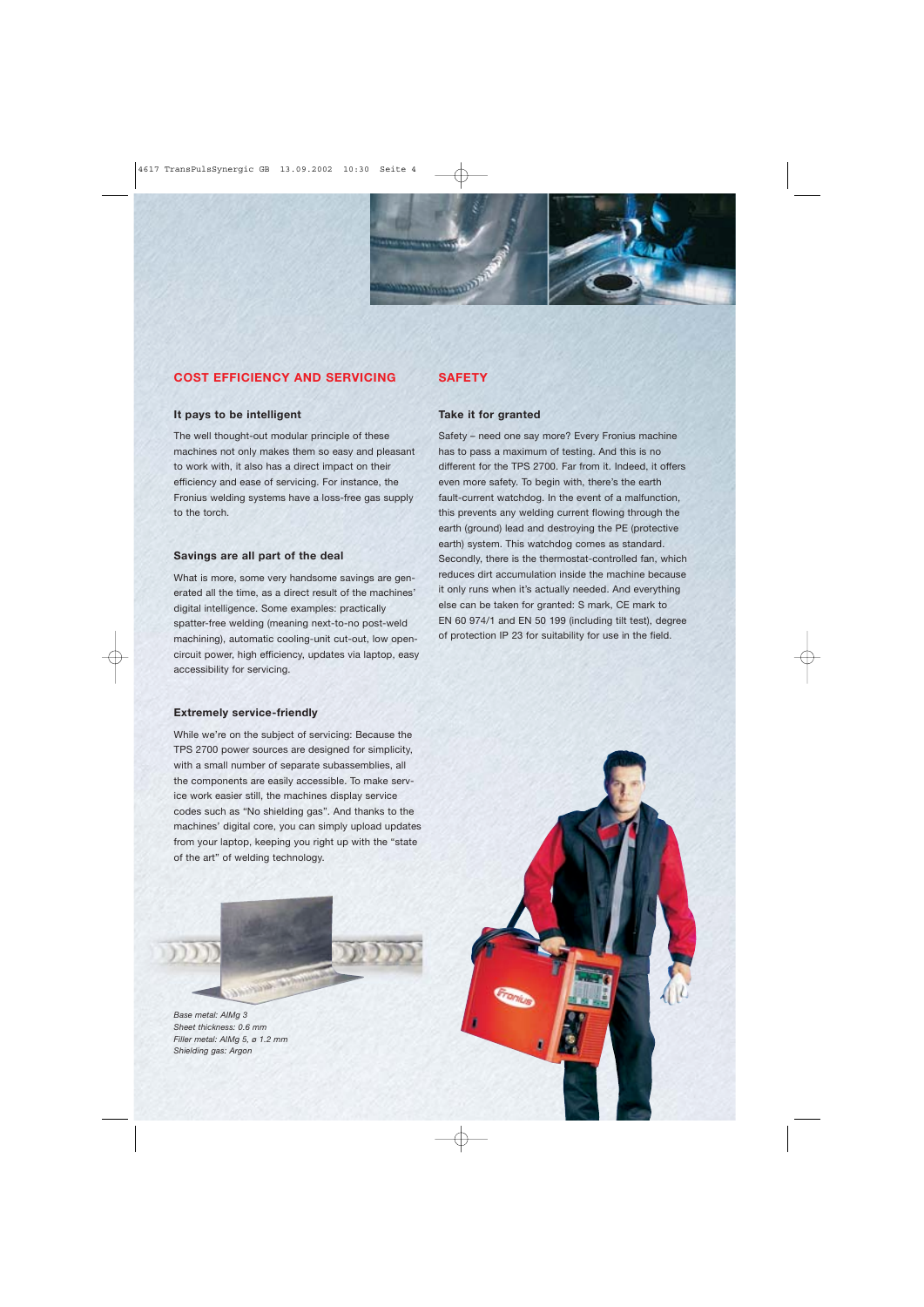## COST EFFICIENCY AND SERVICING

### It pays to be intelligent

The well thought-out modular principle of these machines not only makes them so easy and pleasant to work with, it also has a direct impact on their efficiency and ease of servicing. For instance, the Fronius welding systems have a loss-free gas supply to the torch.

### Savings are all part of the deal

What is more, some very handsome savings are generated all the time, as a direct result of the machines' digital intelligence. Some examples: practically spatter-free welding (meaning next-to-no post-weld machining), automatic cooling-unit cut-out, low open-circuit power, high efficiency, updates via laptop, easy accessibility for servicing.

### Extremely service-friendly

While we're on the subject of servicing: Because the TPS 2700 power sources are designed for simplicity, with a small number of separate subassemblies, all the components are easily accessible. To make service work easier still, the machines display service codes such as "No shielding gas". And thanks to the machines' digital core, you can simply upload updates from your laptop, keeping you right up with the "state of the art" of welding technology.

*Base metal: AlMg 3*
*Sheet thickness: 0.6 mm*
*Filler metal: AlMg 5, ø 1.2 mm*
*Shielding gas: Argon*

## SAFETY

### Take it for granted

Safety – need one say more? Every Fronius machine has to pass a maximum of testing. And this is no different for the TPS 2700. Far from it. Indeed, it offers even more safety. To begin with, there's the earth fault-current watchdog. In the event of a malfunction, this prevents any welding current flowing through the earth (ground) lead and destroying the PE (protective earth) system. This watchdog comes as standard. Secondly, there is the thermostat-controlled fan, which reduces dirt accumulation inside the machine because it only runs when it's actually needed. And everything else can be taken for granted: S mark, CE mark to EN 60 974/1 and EN 50 199 (including tilt test), degree of protection IP 23 for suitability for use in the field.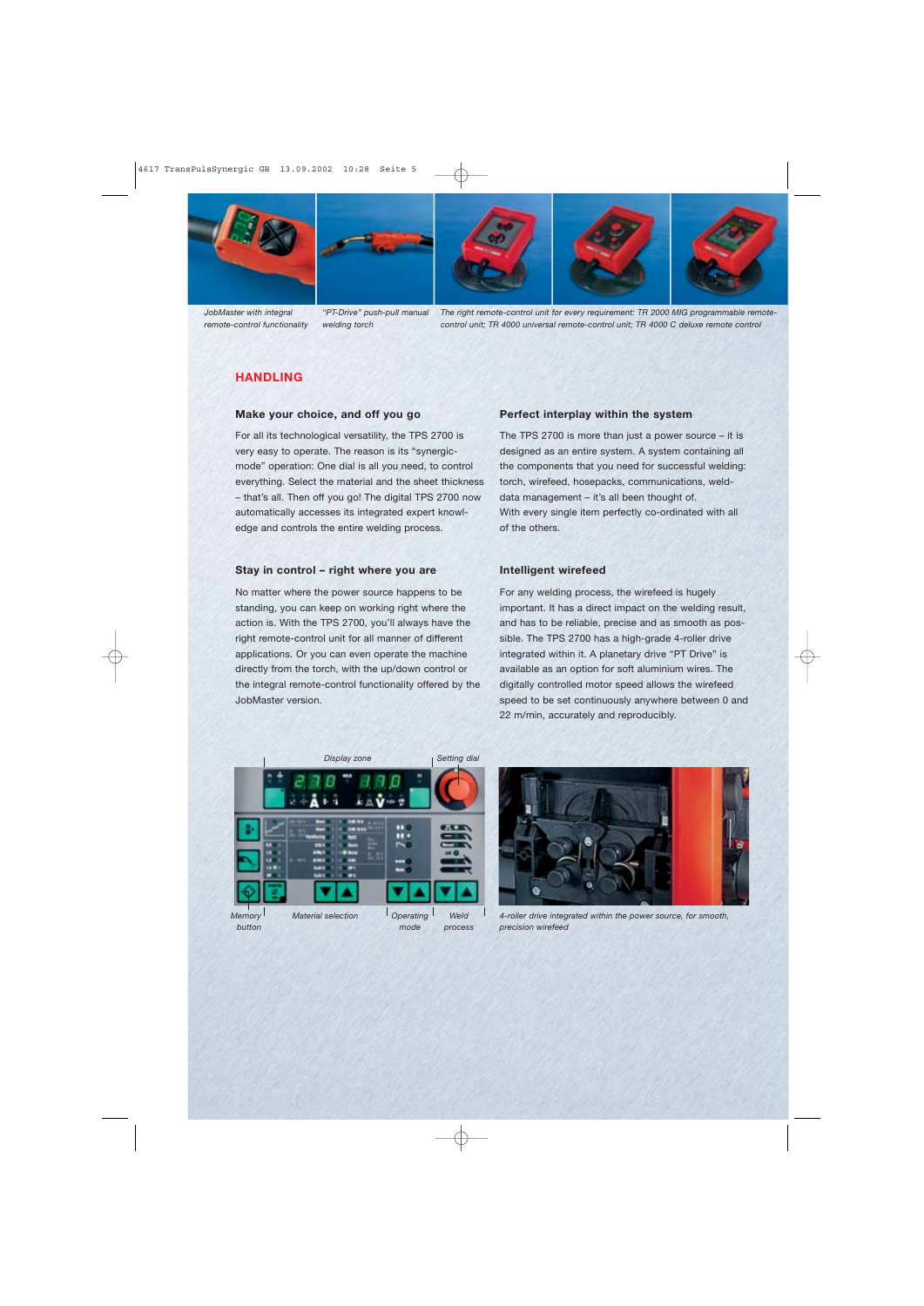JobMaster with integral remote-control functionality

"PT-Drive" push-pull manual welding torch

The right remote-control unit for every requirement: TR 2000 MIG programmable remote-control unit; TR 4000 universal remote-control unit; TR 4000 C deluxe remote control

## HANDLING

### Make your choice, and off you go

For all its technological versatility, the TPS 2700 is very easy to operate. The reason is its "synergic-mode" operation: One dial is all you need, to control everything. Select the material and the sheet thickness – that's all. Then off you go! The digital TPS 2700 now automatically accesses its integrated expert knowledge and controls the entire welding process.

### Stay in control – right where you are

No matter where the power source happens to be standing, you can keep on working right where the action is. With the TPS 2700, you'll always have the right remote-control unit for all manner of different applications. Or you can even operate the machine directly from the torch, with the up/down control or the integral remote-control functionality offered by the JobMaster version.

### Perfect interplay within the system

The TPS 2700 is more than just a power source – it is designed as an entire system. A system containing all the components that you need for successful welding: torch, wirefeed, hosepacks, communications, weld-data management – it's all been thought of.
With every single item perfectly co-ordinated with all of the others.

### Intelligent wirefeed

For any welding process, the wirefeed is hugely important. It has a direct impact on the welding result, and has to be reliable, precise and as smooth as possible. The TPS 2700 has a high-grade 4-roller drive integrated within it. A planetary drive "PT Drive" is available as an option for soft aluminium wires. The digitally controlled motor speed allows the wirefeed speed to be set continuously anywhere between 0 and 22 m/min, accurately and reproducibly.

Display zone — Setting dial — Memory button — Material selection — Operating mode — Weld process

4-roller drive integrated within the power source, for smooth, precision wirefeed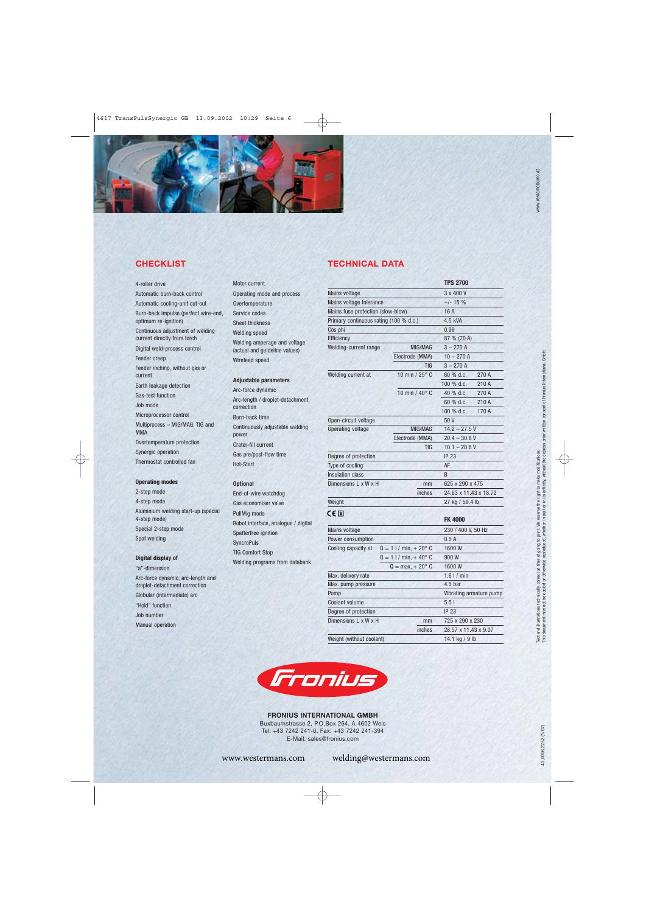## CHECKLIST

4-roller drive
Automatic burn-back control
Automatic cooling-unit cut-out
Burn-back impulse (perfect wire-end, optimum re-ignition)
Continuous adjustment of welding current directly from torch
Digital weld-process control
Feeder creep
Feeder inching, without gas or current
Earth leakage detection
Gas-test function
Job mode
Microprocessor control
Multiprocess – MIG/MAG, TIG and MMA
Overtemperature protection
Synergic operation
Thermostat controlled fan

### Operating modes

2-step mode
4-step mode
Aluminium welding start-up (special 4-step mode)
Special 2-step mode
Spot welding

### Digital display of

"a"-dimension
Arc-force dynamic, arc-length and droplet-detachment correction
Globular (intermediate) arc
"Hold" function
Job number
Manual operation
Motor current
Operating mode and process
Overtemperature
Service codes
Sheet thickness
Welding speed
Welding amperage and voltage (actual and guideline values)
Wirefeed speed

### Adjustable parameters

Arc-force dynamic
Arc-length / droplet-detachment correction
Burn-back time
Continuously adjustable welding power
Crater-fill current
Gas pre/post-flow time
Hot-Start

### Optional

End-of-wire watchdog
Gas economiser valve
PullMig mode
Robot interface, analogue / digital
Spatterfree ignition
SyncroPuls
TIG Comfort Stop
Welding programs from databank

## TECHNICAL DATA

| | | TPS 2700 | |
|---|---|---|---|
| Mains voltage | | 3 x 400 V | |
| Mains voltage tolerance | | +/- 15 % | |
| Mains fuse protection (slow-blow) | | 16 A | |
| Primary continuous rating (100 % d.c.) | | 4.5 kVA | |
| Cos phi | | 0.99 | |
| Efficiency | | 87 % (70 A) | |
| Welding-current range | MIG/MAG | 3 – 270 A | |
| | Electrode (MMA) | 10 – 270 A | |
| | TIG | 3 – 270 A | |
| Welding current at | 10 min / 25° C | 60 % d.c. | 270 A |
| | | 100 % d.c. | 210 A |
| | 10 min / 40° C | 40 % d.c. | 270 A |
| | | 60 % d.c. | 210 A |
| | | 100 % d.c. | 170 A |
| Open-circuit voltage | | 50 V | |
| Operating voltage | MIG/MAG | 14.2 – 27.5 V | |
| | Electrode (MMA) | 20.4 – 30.8 V | |
| | TIG | 10.1 – 20.8 V | |
| Degree of protection | | IP 23 | |
| Type of cooling | | AF | |
| Insulation class | | B | |
| Dimensions L x W x H | mm | 625 x 290 x 475 | |
| | inches | 24.63 x 11.43 x 18.72 | |
| Weight | | 27 kg / 59.4 lb | |

CE S

| | | FK 4000 |
|---|---|---|
| Mains voltage | | 230 / 400 V, 50 Hz |
| Power consumption | | 0.5 A |
| Cooling capacity at | Q = 1 l / min, + 20° C | 1600 W |
| | Q = 1 l / min, + 40° C | 900 W |
| | Q = max, + 20° C | 1600 W |
| Max. delivery rate | | 1.6 l / min |
| Max. pump pressure | | 4.5 bar |
| Pump | | Vibrating armature pump |
| Coolant volume | | 5.5 l |
| Degree of protection | | IP 23 |
| Dimensions L x W x H | mm | 725 x 290 x 230 |
| | inches | 28.57 x 11.43 x 9.07 |
| Weight (without coolant) | | 14.1 kg / 9 lb |

Fronius

**FRONIUS INTERNATIONAL GMBH**
Buxbaumstrasse 2, P.O.Box 264, A 4602 Wels
Tel: +43 7242 241-0, Fax: +43 7242 241-394
E-Mail: sales@fronius.com

www.westermans.com welding@westermans.com

Text and illustrations technically correct at time of going to print. We reserve the right to make modifications. This document may not be copied or otherwise reproduced, whether in part or in its entirety, without the express prior written consent of Fronius International GmbH.

40,0006,2252 (1/02)